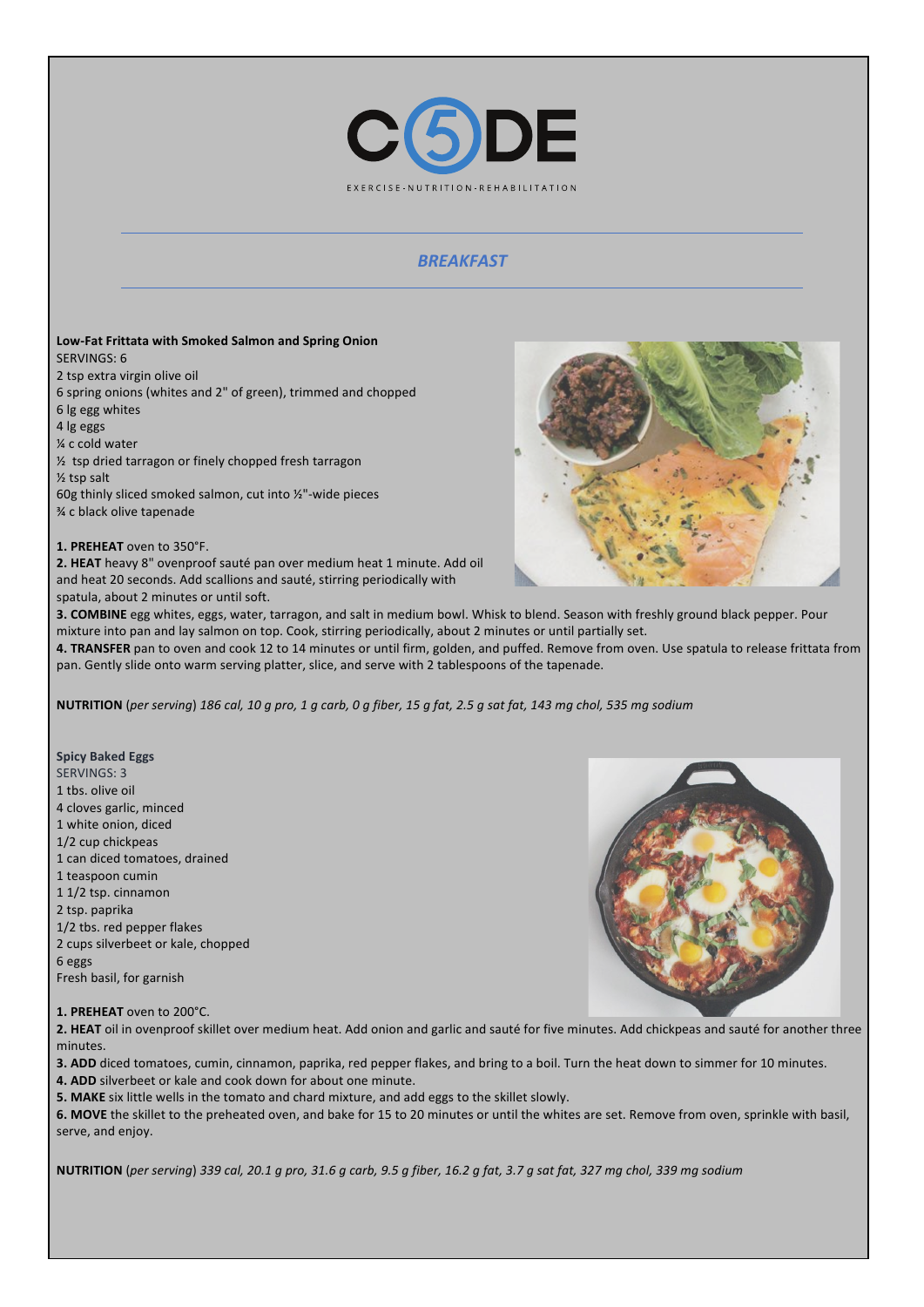# C5DE

EXERCISE-NUTRITION-REHABILITATION

## *BREAKFAST*

**Low-Fat Frittata with Smoked Salmon and Spring Onion**

SERVINGS: 6

2 tsp extra virgin olive oil
6 spring onions (whites and 2" of green), trimmed and chopped
6 lg egg whites
4 lg eggs
¼ c cold water
½ tsp dried tarragon or finely chopped fresh tarragon
½ tsp salt
60g thinly sliced smoked salmon, cut into ½"-wide pieces
¾ c black olive tapenade

**1. PREHEAT** oven to 350°F.

**2. HEAT** heavy 8" ovenproof sauté pan over medium heat 1 minute. Add oil and heat 20 seconds. Add scallions and sauté, stirring periodically with spatula, about 2 minutes or until soft.

**3. COMBINE** egg whites, eggs, water, tarragon, and salt in medium bowl. Whisk to blend. Season with freshly ground black pepper. Pour mixture into pan and lay salmon on top. Cook, stirring periodically, about 2 minutes or until partially set.

**4. TRANSFER** pan to oven and cook 12 to 14 minutes or until firm, golden, and puffed. Remove from oven. Use spatula to release frittata from pan. Gently slide onto warm serving platter, slice, and serve with 2 tablespoons of the tapenade.

**NUTRITION** (*per serving*) *186 cal, 10 g pro, 1 g carb, 0 g fiber, 15 g fat, 2.5 g sat fat, 143 mg chol, 535 mg sodium*

**Spicy Baked Eggs**

SERVINGS: 3

1 tbs. olive oil
4 cloves garlic, minced
1 white onion, diced
1/2 cup chickpeas
1 can diced tomatoes, drained
1 teaspoon cumin
1 1/2 tsp. cinnamon
2 tsp. paprika
1/2 tbs. red pepper flakes
2 cups silverbeet or kale, chopped
6 eggs
Fresh basil, for garnish

**1. PREHEAT** oven to 200°C.

**2. HEAT** oil in ovenproof skillet over medium heat. Add onion and garlic and sauté for five minutes. Add chickpeas and sauté for another three minutes.

**3. ADD** diced tomatoes, cumin, cinnamon, paprika, red pepper flakes, and bring to a boil. Turn the heat down to simmer for 10 minutes.

**4. ADD** silverbeet or kale and cook down for about one minute.

**5. MAKE** six little wells in the tomato and chard mixture, and add eggs to the skillet slowly.

**6. MOVE** the skillet to the preheated oven, and bake for 15 to 20 minutes or until the whites are set. Remove from oven, sprinkle with basil, serve, and enjoy.

**NUTRITION** (*per serving*) *339 cal, 20.1 g pro, 31.6 g carb, 9.5 g fiber, 16.2 g fat, 3.7 g sat fat, 327 mg chol, 339 mg sodium*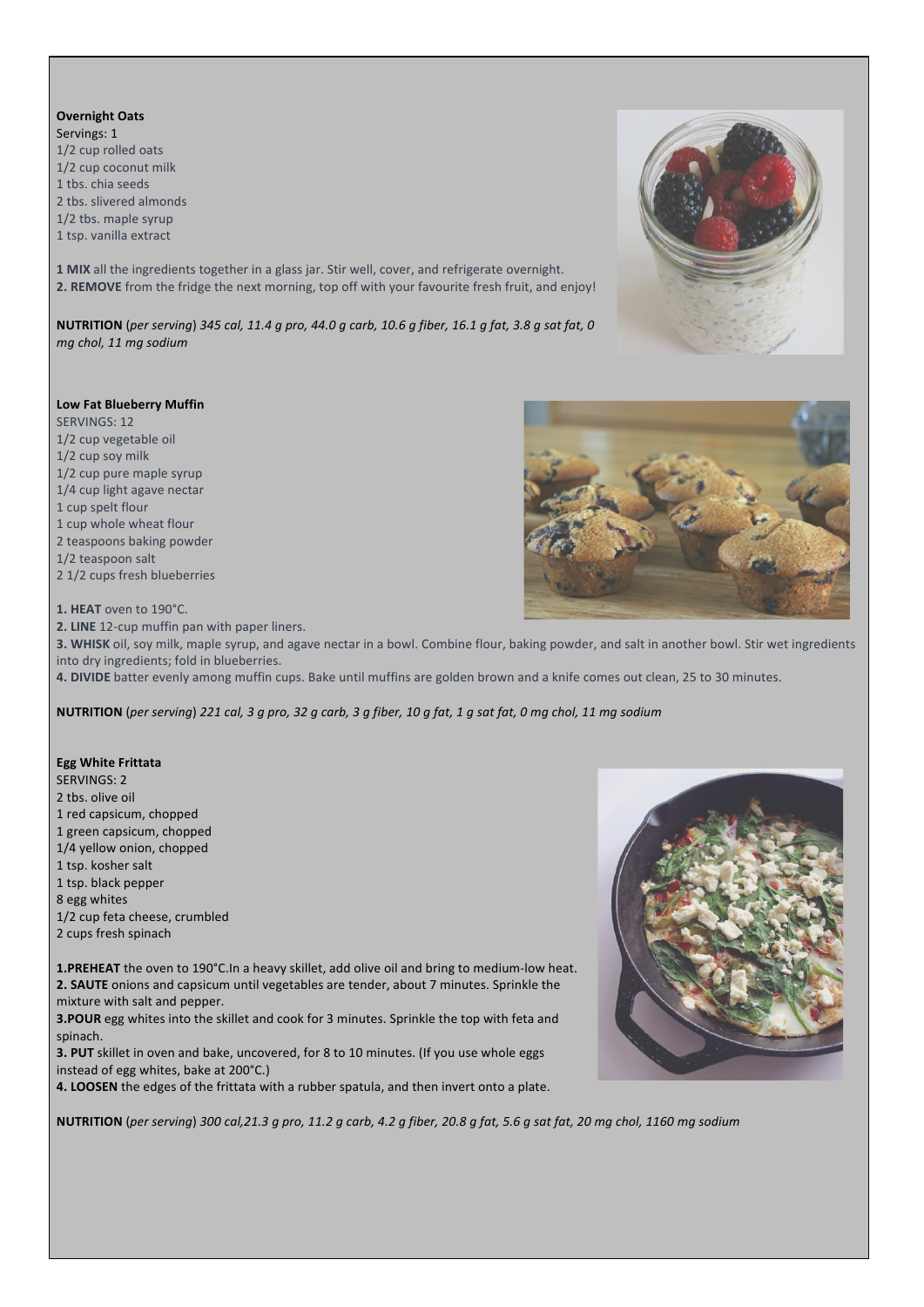**Overnight Oats**

Servings: 1
1/2 cup rolled oats
1/2 cup coconut milk
1 tbs. chia seeds
2 tbs. slivered almonds
1/2 tbs. maple syrup
1 tsp. vanilla extract

**1 MIX** all the ingredients together in a glass jar. Stir well, cover, and refrigerate overnight.
**2. REMOVE** from the fridge the next morning, top off with your favourite fresh fruit, and enjoy!

**NUTRITION** (*per serving*) *345 cal, 11.4 g pro, 44.0 g carb, 10.6 g fiber, 16.1 g fat, 3.8 g sat fat, 0 mg chol, 11 mg sodium*

**Low Fat Blueberry Muffin**

SERVINGS: 12
1/2 cup vegetable oil
1/2 cup soy milk
1/2 cup pure maple syrup
1/4 cup light agave nectar
1 cup spelt flour
1 cup whole wheat flour
2 teaspoons baking powder
1/2 teaspoon salt
2 1/2 cups fresh blueberries

**1. HEAT** oven to 190°C.
**2. LINE** 12-cup muffin pan with paper liners.
**3. WHISK** oil, soy milk, maple syrup, and agave nectar in a bowl. Combine flour, baking powder, and salt in another bowl. Stir wet ingredients into dry ingredients; fold in blueberries.
**4. DIVIDE** batter evenly among muffin cups. Bake until muffins are golden brown and a knife comes out clean, 25 to 30 minutes.

**NUTRITION** (*per serving*) *221 cal, 3 g pro, 32 g carb, 3 g fiber, 10 g fat, 1 g sat fat, 0 mg chol, 11 mg sodium*

**Egg White Frittata**

SERVINGS: 2
2 tbs. olive oil
1 red capsicum, chopped
1 green capsicum, chopped
1/4 yellow onion, chopped
1 tsp. kosher salt
1 tsp. black pepper
8 egg whites
1/2 cup feta cheese, crumbled
2 cups fresh spinach

**1.PREHEAT** the oven to 190°C.In a heavy skillet, add olive oil and bring to medium-low heat.
**2. SAUTE** onions and capsicum until vegetables are tender, about 7 minutes. Sprinkle the mixture with salt and pepper.
**3.POUR** egg whites into the skillet and cook for 3 minutes. Sprinkle the top with feta and spinach.
**3. PUT** skillet in oven and bake, uncovered, for 8 to 10 minutes. (If you use whole eggs instead of egg whites, bake at 200°C.)
**4. LOOSEN** the edges of the frittata with a rubber spatula, and then invert onto a plate.

**NUTRITION** (*per serving*) *300 cal,21.3 g pro, 11.2 g carb, 4.2 g fiber, 20.8 g fat, 5.6 g sat fat, 20 mg chol, 1160 mg sodium*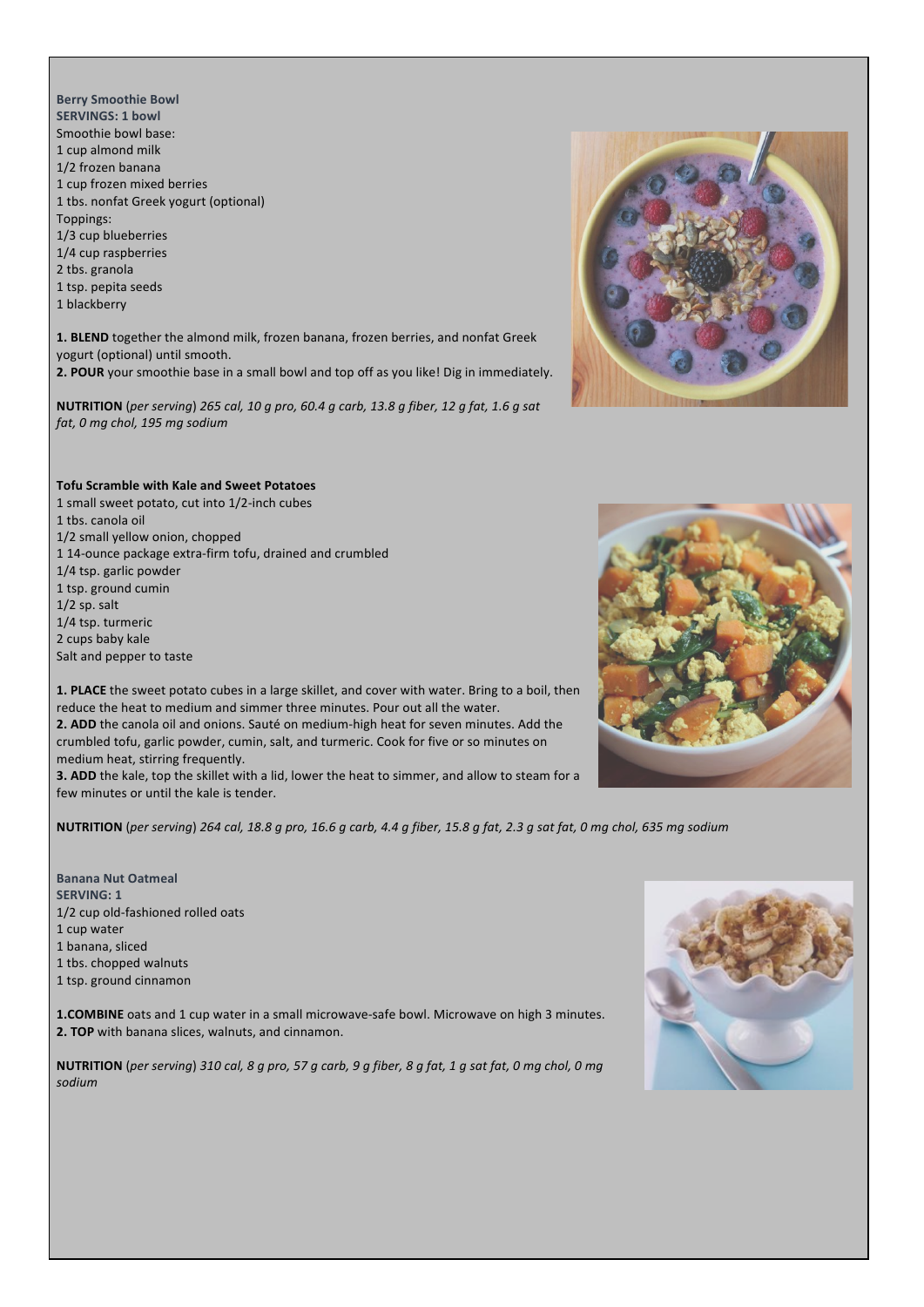### Berry Smoothie Bowl

**SERVINGS: 1 bowl**

Smoothie bowl base:

1 cup almond milk
1/2 frozen banana
1 cup frozen mixed berries
1 tbs. nonfat Greek yogurt (optional)

Toppings:

1/3 cup blueberries
1/4 cup raspberries
2 tbs. granola
1 tsp. pepita seeds
1 blackberry

**1. BLEND** together the almond milk, frozen banana, frozen berries, and nonfat Greek yogurt (optional) until smooth.
**2. POUR** your smoothie base in a small bowl and top off as you like! Dig in immediately.

**NUTRITION** (*per serving*) *265 cal, 10 g pro, 60.4 g carb, 13.8 g fiber, 12 g fat, 1.6 g sat fat, 0 mg chol, 195 mg sodium*

### Tofu Scramble with Kale and Sweet Potatoes

1 small sweet potato, cut into 1/2-inch cubes
1 tbs. canola oil
1/2 small yellow onion, chopped
1 14-ounce package extra-firm tofu, drained and crumbled
1/4 tsp. garlic powder
1 tsp. ground cumin
1/2 sp. salt
1/4 tsp. turmeric
2 cups baby kale
Salt and pepper to taste

**1. PLACE** the sweet potato cubes in a large skillet, and cover with water. Bring to a boil, then reduce the heat to medium and simmer three minutes. Pour out all the water.
**2. ADD** the canola oil and onions. Sauté on medium-high heat for seven minutes. Add the crumbled tofu, garlic powder, cumin, salt, and turmeric. Cook for five or so minutes on medium heat, stirring frequently.
**3. ADD** the kale, top the skillet with a lid, lower the heat to simmer, and allow to steam for a few minutes or until the kale is tender.

**NUTRITION** (*per serving*) *264 cal, 18.8 g pro, 16.6 g carb, 4.4 g fiber, 15.8 g fat, 2.3 g sat fat, 0 mg chol, 635 mg sodium*

### Banana Nut Oatmeal

**SERVING: 1**

1/2 cup old-fashioned rolled oats
1 cup water
1 banana, sliced
1 tbs. chopped walnuts
1 tsp. ground cinnamon

**1. COMBINE** oats and 1 cup water in a small microwave-safe bowl. Microwave on high 3 minutes.
**2. TOP** with banana slices, walnuts, and cinnamon.

**NUTRITION** (*per serving*) *310 cal, 8 g pro, 57 g carb, 9 g fiber, 8 g fat, 1 g sat fat, 0 mg chol, 0 mg sodium*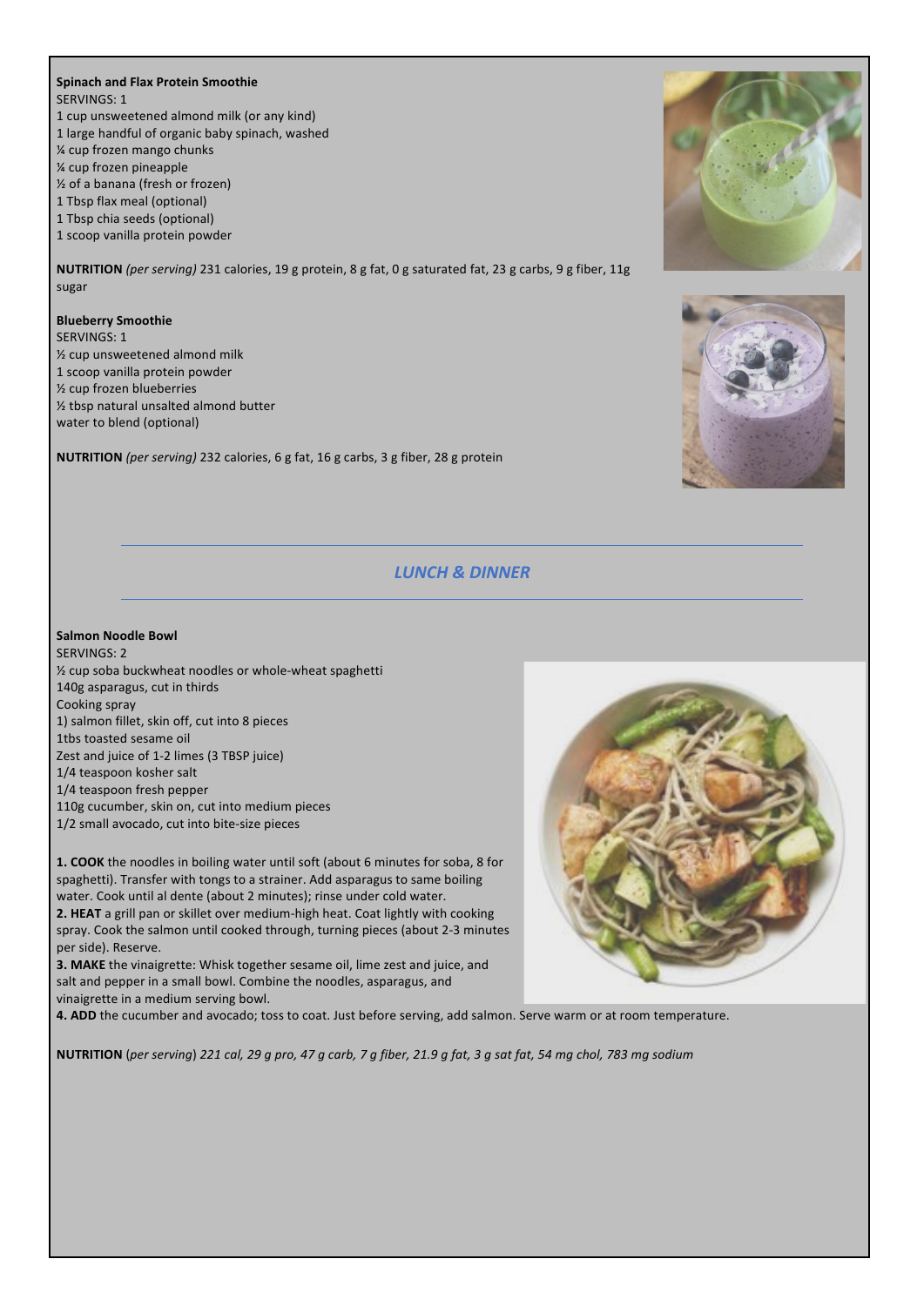**Spinach and Flax Protein Smoothie**

SERVINGS: 1

1 cup unsweetened almond milk (or any kind)
1 large handful of organic baby spinach, washed
¼ cup frozen mango chunks
¼ cup frozen pineapple
½ of a banana (fresh or frozen)
1 Tbsp flax meal (optional)
1 Tbsp chia seeds (optional)
1 scoop vanilla protein powder

**NUTRITION** *(per serving)* 231 calories, 19 g protein, 8 g fat, 0 g saturated fat, 23 g carbs, 9 g fiber, 11g sugar

**Blueberry Smoothie**

SERVINGS: 1

½ cup unsweetened almond milk
1 scoop vanilla protein powder
½ cup frozen blueberries
½ tbsp natural unsalted almond butter
water to blend (optional)

**NUTRITION** *(per serving)* 232 calories, 6 g fat, 16 g carbs, 3 g fiber, 28 g protein

## *LUNCH & DINNER*

**Salmon Noodle Bowl**

SERVINGS: 2

½ cup soba buckwheat noodles or whole-wheat spaghetti
140g asparagus, cut in thirds
Cooking spray
1) salmon fillet, skin off, cut into 8 pieces
1tbs toasted sesame oil
Zest and juice of 1-2 limes (3 TBSP juice)
1/4 teaspoon kosher salt
1/4 teaspoon fresh pepper
110g cucumber, skin on, cut into medium pieces
1/2 small avocado, cut into bite-size pieces

**1. COOK** the noodles in boiling water until soft (about 6 minutes for soba, 8 for spaghetti). Transfer with tongs to a strainer. Add asparagus to same boiling water. Cook until al dente (about 2 minutes); rinse under cold water.
**2. HEAT** a grill pan or skillet over medium-high heat. Coat lightly with cooking spray. Cook the salmon until cooked through, turning pieces (about 2-3 minutes per side). Reserve.
**3. MAKE** the vinaigrette: Whisk together sesame oil, lime zest and juice, and salt and pepper in a small bowl. Combine the noodles, asparagus, and vinaigrette in a medium serving bowl.
**4. ADD** the cucumber and avocado; toss to coat. Just before serving, add salmon. Serve warm or at room temperature.

**NUTRITION** (*per serving*) *221 cal, 29 g pro, 47 g carb, 7 g fiber, 21.9 g fat, 3 g sat fat, 54 mg chol, 783 mg sodium*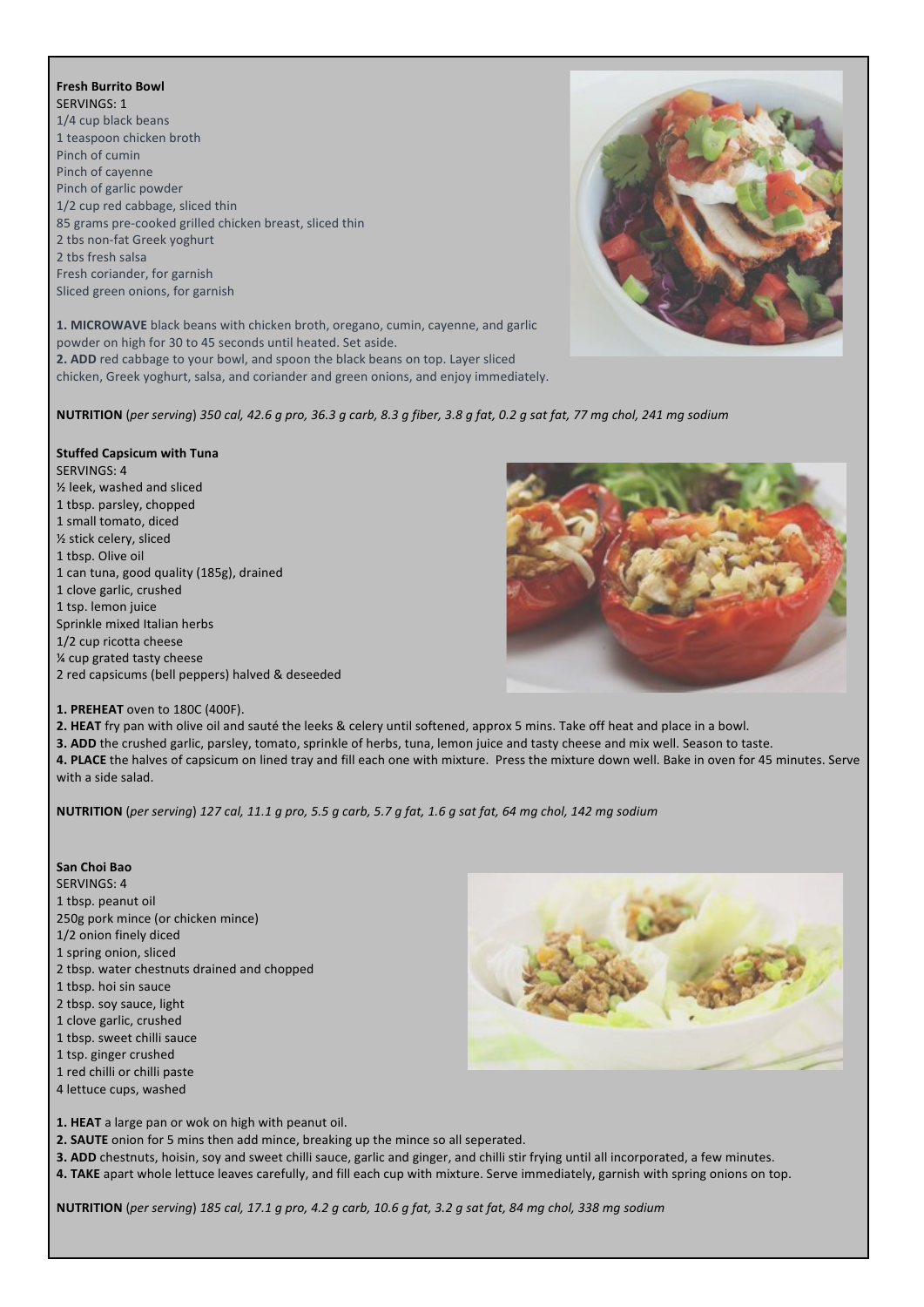**Fresh Burrito Bowl**

SERVINGS: 1

1/4 cup black beans
1 teaspoon chicken broth
Pinch of cumin
Pinch of cayenne
Pinch of garlic powder
1/2 cup red cabbage, sliced thin
85 grams pre-cooked grilled chicken breast, sliced thin
2 tbs non-fat Greek yoghurt
2 tbs fresh salsa
Fresh coriander, for garnish
Sliced green onions, for garnish

**1. MICROWAVE** black beans with chicken broth, oregano, cumin, cayenne, and garlic powder on high for 30 to 45 seconds until heated. Set aside.
**2. ADD** red cabbage to your bowl, and spoon the black beans on top. Layer sliced chicken, Greek yoghurt, salsa, and coriander and green onions, and enjoy immediately.

**NUTRITION** (*per serving*) *350 cal, 42.6 g pro, 36.3 g carb, 8.3 g fiber, 3.8 g fat, 0.2 g sat fat, 77 mg chol, 241 mg sodium*

**Stuffed Capsicum with Tuna**

SERVINGS: 4

½ leek, washed and sliced
1 tbsp. parsley, chopped
1 small tomato, diced
½ stick celery, sliced
1 tbsp. Olive oil
1 can tuna, good quality (185g), drained
1 clove garlic, crushed
1 tsp. lemon juice
Sprinkle mixed Italian herbs
1/2 cup ricotta cheese
¼ cup grated tasty cheese
2 red capsicums (bell peppers) halved & deseeded

**1. PREHEAT** oven to 180C (400F).
**2. HEAT** fry pan with olive oil and sauté the leeks & celery until softened, approx 5 mins. Take off heat and place in a bowl.
**3. ADD** the crushed garlic, parsley, tomato, sprinkle of herbs, tuna, lemon juice and tasty cheese and mix well. Season to taste.
**4. PLACE** the halves of capsicum on lined tray and fill each one with mixture. Press the mixture down well. Bake in oven for 45 minutes. Serve with a side salad.

**NUTRITION** (*per serving*) *127 cal, 11.1 g pro, 5.5 g carb, 5.7 g fat, 1.6 g sat fat, 64 mg chol, 142 mg sodium*

**San Choi Bao**

SERVINGS: 4

1 tbsp. peanut oil
250g pork mince (or chicken mince)
1/2 onion finely diced
1 spring onion, sliced
2 tbsp. water chestnuts drained and chopped
1 tbsp. hoi sin sauce
2 tbsp. soy sauce, light
1 clove garlic, crushed
1 tbsp. sweet chilli sauce
1 tsp. ginger crushed
1 red chilli or chilli paste
4 lettuce cups, washed

**1. HEAT** a large pan or wok on high with peanut oil.
**2. SAUTE** onion for 5 mins then add mince, breaking up the mince so all seperated.
**3. ADD** chestnuts, hoisin, soy and sweet chilli sauce, garlic and ginger, and chilli stir frying until all incorporated, a few minutes.
**4. TAKE** apart whole lettuce leaves carefully, and fill each cup with mixture. Serve immediately, garnish with spring onions on top.

**NUTRITION** (*per serving*) *185 cal, 17.1 g pro, 4.2 g carb, 10.6 g fat, 3.2 g sat fat, 84 mg chol, 338 mg sodium*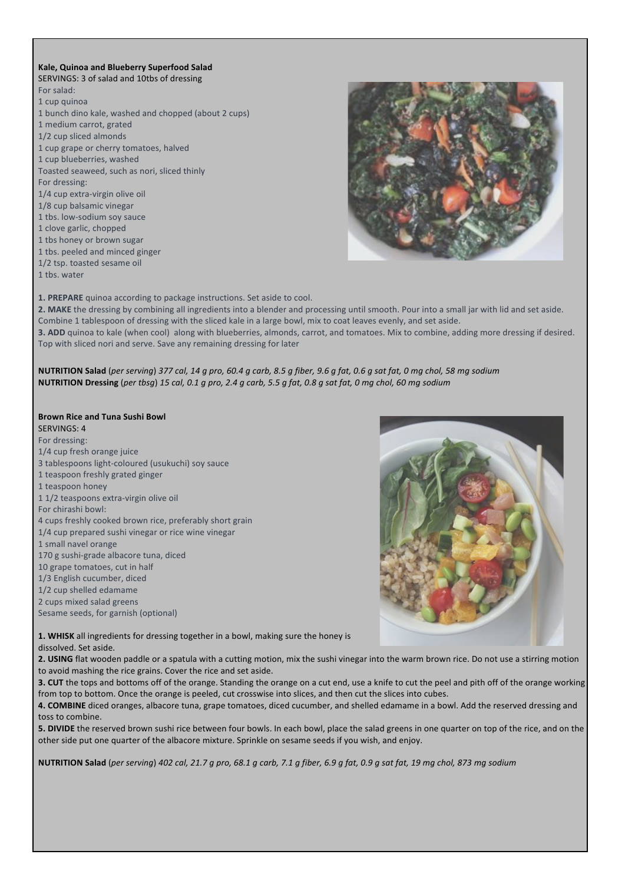**Kale, Quinoa and Blueberry Superfood Salad**

SERVINGS: 3 of salad and 10tbs of dressing

For salad:

1 cup quinoa
1 bunch dino kale, washed and chopped (about 2 cups)
1 medium carrot, grated
1/2 cup sliced almonds
1 cup grape or cherry tomatoes, halved
1 cup blueberries, washed
Toasted seaweed, such as nori, sliced thinly

For dressing:

1/4 cup extra-virgin olive oil
1/8 cup balsamic vinegar
1 tbs. low-sodium soy sauce
1 clove garlic, chopped
1 tbs honey or brown sugar
1 tbs. peeled and minced ginger
1/2 tsp. toasted sesame oil
1 tbs. water

**1. PREPARE** quinoa according to package instructions. Set aside to cool.

**2. MAKE** the dressing by combining all ingredients into a blender and processing until smooth. Pour into a small jar with lid and set aside. Combine 1 tablespoon of dressing with the sliced kale in a large bowl, mix to coat leaves evenly, and set aside.

**3. ADD** quinoa to kale (when cool) along with blueberries, almonds, carrot, and tomatoes. Mix to combine, adding more dressing if desired. Top with sliced nori and serve. Save any remaining dressing for later

**NUTRITION Salad** (*per serving*) *377 cal, 14 g pro, 60.4 g carb, 8.5 g fiber, 9.6 g fat, 0.6 g sat fat, 0 mg chol, 58 mg sodium*
**NUTRITION Dressing** (*per tbsg*) *15 cal, 0.1 g pro, 2.4 g carb, 5.5 g fat, 0.8 g sat fat, 0 mg chol, 60 mg sodium*

**Brown Rice and Tuna Sushi Bowl**

SERVINGS: 4

For dressing:

1/4 cup fresh orange juice
3 tablespoons light-coloured (usukuchi) soy sauce
1 teaspoon freshly grated ginger
1 teaspoon honey
1 1/2 teaspoons extra-virgin olive oil

For chirashi bowl:

4 cups freshly cooked brown rice, preferably short grain
1/4 cup prepared sushi vinegar or rice wine vinegar
1 small navel orange
170 g sushi-grade albacore tuna, diced
10 grape tomatoes, cut in half
1/3 English cucumber, diced
1/2 cup shelled edamame
2 cups mixed salad greens
Sesame seeds, for garnish (optional)

**1. WHISK** all ingredients for dressing together in a bowl, making sure the honey is dissolved. Set aside.

**2. USING** flat wooden paddle or a spatula with a cutting motion, mix the sushi vinegar into the warm brown rice. Do not use a stirring motion to avoid mashing the rice grains. Cover the rice and set aside.

**3. CUT** the tops and bottoms off of the orange. Standing the orange on a cut end, use a knife to cut the peel and pith off of the orange working from top to bottom. Once the orange is peeled, cut crosswise into slices, and then cut the slices into cubes.

**4. COMBINE** diced oranges, albacore tuna, grape tomatoes, diced cucumber, and shelled edamame in a bowl. Add the reserved dressing and toss to combine.

**5. DIVIDE** the reserved brown sushi rice between four bowls. In each bowl, place the salad greens in one quarter on top of the rice, and on the other side put one quarter of the albacore mixture. Sprinkle on sesame seeds if you wish, and enjoy.

**NUTRITION Salad** (*per serving*) *402 cal, 21.7 g pro, 68.1 g carb, 7.1 g fiber, 6.9 g fat, 0.9 g sat fat, 19 mg chol, 873 mg sodium*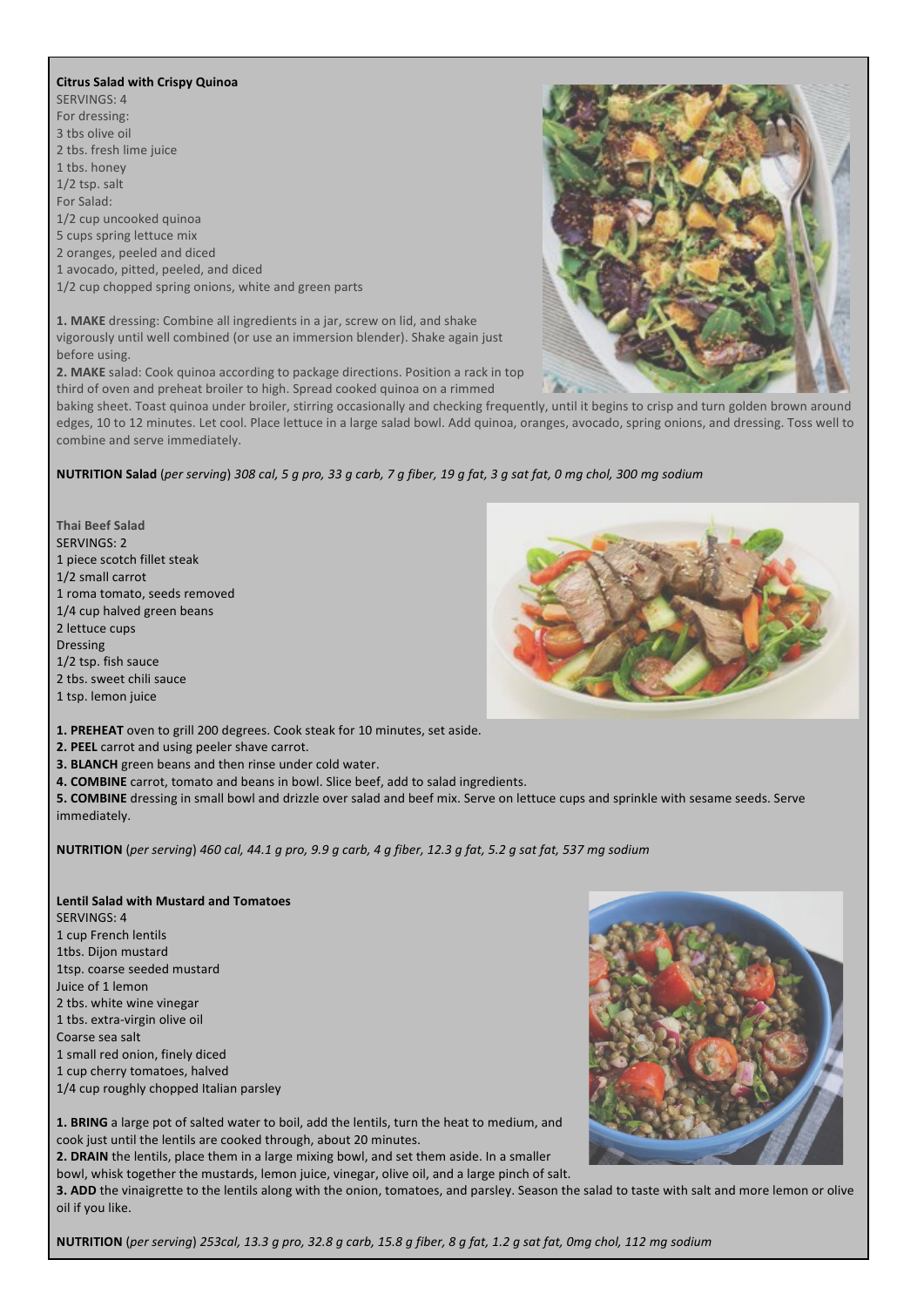**Citus Salad with Crispy Quinoa**

SERVINGS: 4

For dressing:

3 tbs olive oil

2 tbs. fresh lime juice

1 tbs. honey

1/2 tsp. salt

For Salad:

1/2 cup uncooked quinoa

5 cups spring lettuce mix

2 oranges, peeled and diced

1 avocado, pitted, peeled, and diced

1/2 cup chopped spring onions, white and green parts

**1. MAKE** dressing: Combine all ingredients in a jar, screw on lid, and shake vigorously until well combined (or use an immersion blender). Shake again just before using.

**2. MAKE** salad: Cook quinoa according to package directions. Position a rack in top third of oven and preheat broiler to high. Spread cooked quinoa on a rimmed baking sheet. Toast quinoa under broiler, stirring occasionally and checking frequently, until it begins to crisp and turn golden brown around edges, 10 to 12 minutes. Let cool. Place lettuce in a large salad bowl. Add quinoa, oranges, avocado, spring onions, and dressing. Toss well to combine and serve immediately.

**NUTRITION Salad** (*per serving*) *308 cal, 5 g pro, 33 g carb, 7 g fiber, 19 g fat, 3 g sat fat, 0 mg chol, 300 mg sodium*

**Thai Beef Salad**

SERVINGS: 2

1 piece scotch fillet steak

1/2 small carrot

1 roma tomato, seeds removed

1/4 cup halved green beans

2 lettuce cups

Dressing

1/2 tsp. fish sauce

2 tbs. sweet chili sauce

1 tsp. lemon juice

**1. PREHEAT** oven to grill 200 degrees. Cook steak for 10 minutes, set aside.

**2. PEEL** carrot and using peeler shave carrot.

**3. BLANCH** green beans and then rinse under cold water.

**4. COMBINE** carrot, tomato and beans in bowl. Slice beef, add to salad ingredients.

**5. COMBINE** dressing in small bowl and drizzle over salad and beef mix. Serve on lettuce cups and sprinkle with sesame seeds. Serve immediately.

**NUTRITION** (*per serving*) *460 cal, 44.1 g pro, 9.9 g carb, 4 g fiber, 12.3 g fat, 5.2 g sat fat, 537 mg sodium*

**Lentil Salad with Mustard and Tomatoes**

SERVINGS: 4

1 cup French lentils

1tbs. Dijon mustard

1tsp. coarse seeded mustard

Juice of 1 lemon

2 tbs. white wine vinegar

1 tbs. extra-virgin olive oil

Coarse sea salt

1 small red onion, finely diced

1 cup cherry tomatoes, halved

1/4 cup roughly chopped Italian parsley

**1. BRING** a large pot of salted water to boil, add the lentils, turn the heat to medium, and cook just until the lentils are cooked through, about 20 minutes.

**2. DRAIN** the lentils, place them in a large mixing bowl, and set them aside. In a smaller bowl, whisk together the mustards, lemon juice, vinegar, olive oil, and a large pinch of salt.

**3. ADD** the vinaigrette to the lentils along with the onion, tomatoes, and parsley. Season the salad to taste with salt and more lemon or olive oil if you like.

**NUTRITION** (*per serving*) *253cal, 13.3 g pro, 32.8 g carb, 15.8 g fiber, 8 g fat, 1.2 g sat fat, 0mg chol, 112 mg sodium*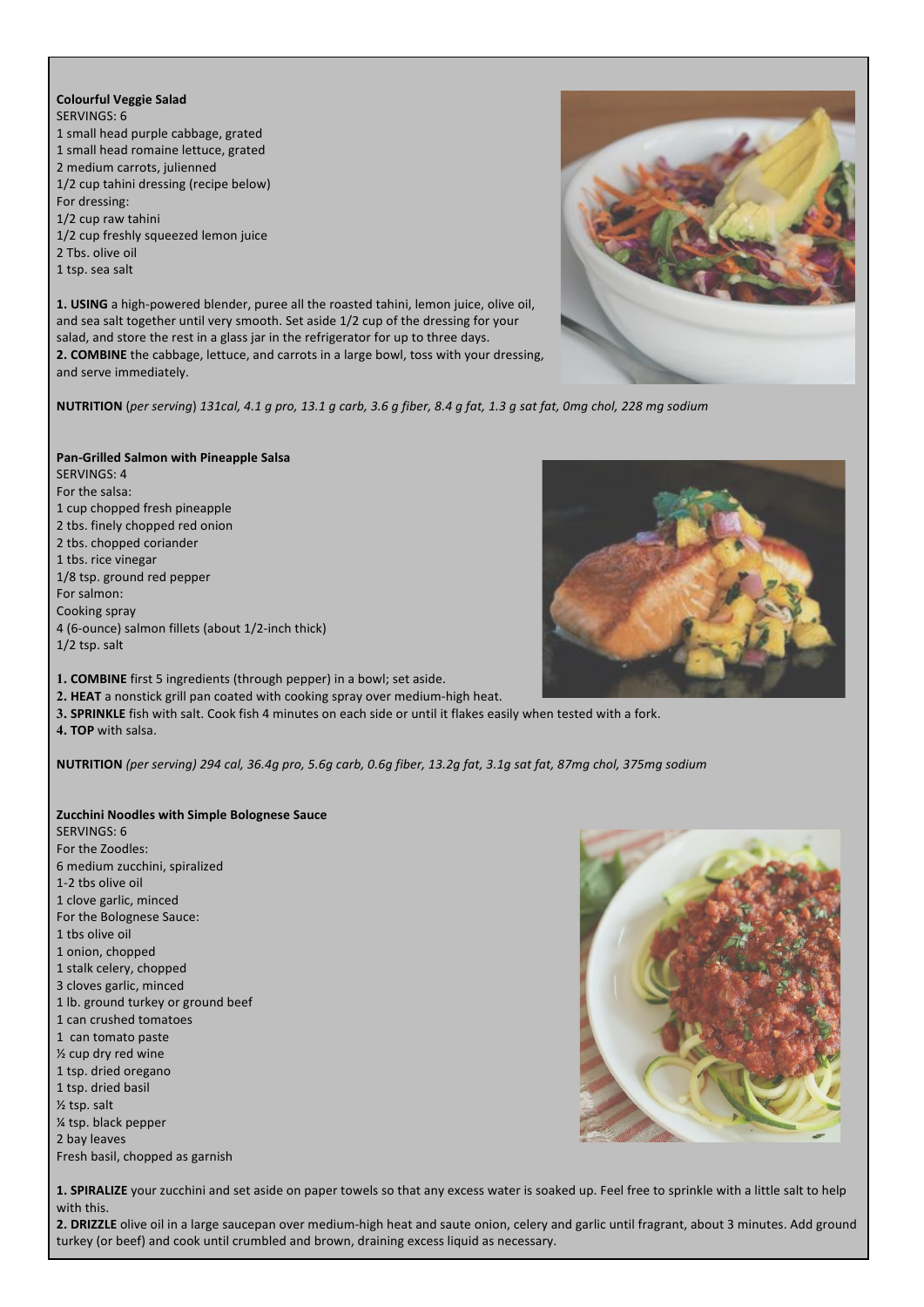**Colourful Veggie Salad**

SERVINGS: 6

1 small head purple cabbage, grated
1 small head romaine lettuce, grated
2 medium carrots, julienned
1/2 cup tahini dressing (recipe below)
For dressing:
1/2 cup raw tahini
1/2 cup freshly squeezed lemon juice
2 Tbs. olive oil
1 tsp. sea salt

**1. USING** a high-powered blender, puree all the roasted tahini, lemon juice, olive oil, and sea salt together until very smooth. Set aside 1/2 cup of the dressing for your salad, and store the rest in a glass jar in the refrigerator for up to three days.
**2. COMBINE** the cabbage, lettuce, and carrots in a large bowl, toss with your dressing, and serve immediately.

**NUTRITION** (*per serving*) *131cal, 4.1 g pro, 13.1 g carb, 3.6 g fiber, 8.4 g fat, 1.3 g sat fat, 0mg chol, 228 mg sodium*

**Pan-Grilled Salmon with Pineapple Salsa**

SERVINGS: 4

For the salsa:
1 cup chopped fresh pineapple
2 tbs. finely chopped red onion
2 tbs. chopped coriander
1 tbs. rice vinegar
1/8 tsp. ground red pepper
For salmon:
Cooking spray
4 (6-ounce) salmon fillets (about 1/2-inch thick)
1/2 tsp. salt

**1. COMBINE** first 5 ingredients (through pepper) in a bowl; set aside.
**2. HEAT** a nonstick grill pan coated with cooking spray over medium-high heat.
**3. SPRINKLE** fish with salt. Cook fish 4 minutes on each side or until it flakes easily when tested with a fork.
**4. TOP** with salsa.

**NUTRITION** *(per serving) 294 cal, 36.4g pro, 5.6g carb, 0.6g fiber, 13.2g fat, 3.1g sat fat, 87mg chol, 375mg sodium*

**Zucchini Noodles with Simple Bolognese Sauce**

SERVINGS: 6

For the Zoodles:
6 medium zucchini, spiralized
1-2 tbs olive oil
1 clove garlic, minced
For the Bolognese Sauce:
1 tbs olive oil
1 onion, chopped
1 stalk celery, chopped
3 cloves garlic, minced
1 lb. ground turkey or ground beef
1 can crushed tomatoes
1 can tomato paste
½ cup dry red wine
1 tsp. dried oregano
1 tsp. dried basil
½ tsp. salt
¼ tsp. black pepper
2 bay leaves
Fresh basil, chopped as garnish

**1. SPIRALIZE** your zucchini and set aside on paper towels so that any excess water is soaked up. Feel free to sprinkle with a little salt to help with this.
**2. DRIZZLE** olive oil in a large saucepan over medium-high heat and saute onion, celery and garlic until fragrant, about 3 minutes. Add ground turkey (or beef) and cook until crumbled and brown, draining excess liquid as necessary.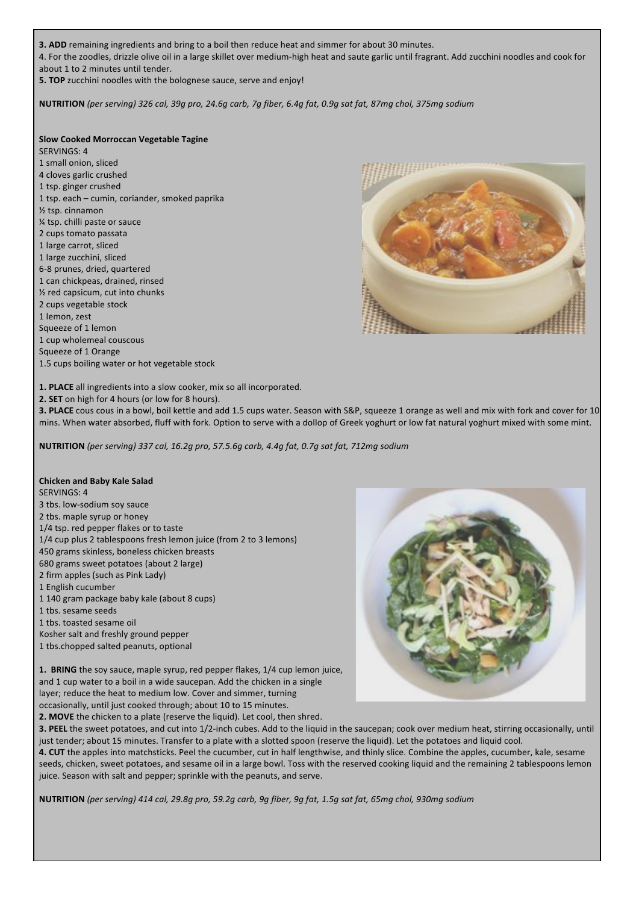**3. ADD** remaining ingredients and bring to a boil then reduce heat and simmer for about 30 minutes.

4. For the zoodles, drizzle olive oil in a large skillet over medium-high heat and saute garlic until fragrant. Add zucchini noodles and cook for about 1 to 2 minutes until tender.

**5. TOP** zucchini noodles with the bolognese sauce, serve and enjoy!

**NUTRITION** *(per serving) 326 cal, 39g pro, 24.6g carb, 7g fiber, 6.4g fat, 0.9g sat fat, 87mg chol, 375mg sodium*

**Slow Cooked Morroccan Vegetable Tagine**

SERVINGS: 4

1 small onion, sliced
4 cloves garlic crushed
1 tsp. ginger crushed
1 tsp. each – cumin, coriander, smoked paprika
½ tsp. cinnamon
¼ tsp. chilli paste or sauce
2 cups tomato passata
1 large carrot, sliced
1 large zucchini, sliced
6-8 prunes, dried, quartered
1 can chickpeas, drained, rinsed
½ red capsicum, cut into chunks
2 cups vegetable stock
1 lemon, zest
Squeeze of 1 lemon
1 cup wholemeal couscous
Squeeze of 1 Orange
1.5 cups boiling water or hot vegetable stock

**1. PLACE** all ingredients into a slow cooker, mix so all incorporated.

**2. SET** on high for 4 hours (or low for 8 hours).

**3. PLACE** cous cous in a bowl, boil kettle and add 1.5 cups water. Season with S&P, squeeze 1 orange as well and mix with fork and cover for 10 mins. When water absorbed, fluff with fork. Option to serve with a dollop of Greek yoghurt or low fat natural yoghurt mixed with some mint.

**NUTRITION** *(per serving) 337 cal, 16.2g pro, 57.5.6g carb, 4.4g fat, 0.7g sat fat, 712mg sodium*

**Chicken and Baby Kale Salad**

SERVINGS: 4

3 tbs. low-sodium soy sauce
2 tbs. maple syrup or honey
1/4 tsp. red pepper flakes or to taste
1/4 cup plus 2 tablespoons fresh lemon juice (from 2 to 3 lemons)
450 grams skinless, boneless chicken breasts
680 grams sweet potatoes (about 2 large)
2 firm apples (such as Pink Lady)
1 English cucumber
1 140 gram package baby kale (about 8 cups)
1 tbs. sesame seeds
1 tbs. toasted sesame oil
Kosher salt and freshly ground pepper
1 tbs.chopped salted peanuts, optional

**1. BRING** the soy sauce, maple syrup, red pepper flakes, 1/4 cup lemon juice, and 1 cup water to a boil in a wide saucepan. Add the chicken in a single layer; reduce the heat to medium low. Cover and simmer, turning occasionally, until just cooked through; about 10 to 15 minutes.

**2. MOVE** the chicken to a plate (reserve the liquid). Let cool, then shred.

**3. PEEL** the sweet potatoes, and cut into 1/2-inch cubes. Add to the liquid in the saucepan; cook over medium heat, stirring occasionally, until just tender; about 15 minutes. Transfer to a plate with a slotted spoon (reserve the liquid). Let the potatoes and liquid cool.

**4. CUT** the apples into matchsticks. Peel the cucumber, cut in half lengthwise, and thinly slice. Combine the apples, cucumber, kale, sesame seeds, chicken, sweet potatoes, and sesame oil in a large bowl. Toss with the reserved cooking liquid and the remaining 2 tablespoons lemon juice. Season with salt and pepper; sprinkle with the peanuts, and serve.

**NUTRITION** *(per serving) 414 cal, 29.8g pro, 59.2g carb, 9g fiber, 9g fat, 1.5g sat fat, 65mg chol, 930mg sodium*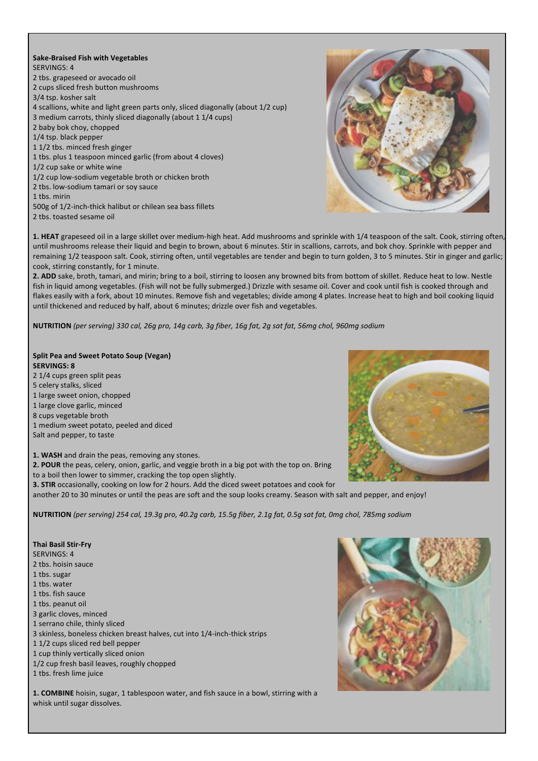**Sake-Braised Fish with Vegetables**

SERVINGS: 4

2 tbs. grapeseed or avocado oil
2 cups sliced fresh button mushrooms
3/4 tsp. kosher salt
4 scallions, white and light green parts only, sliced diagonally (about 1/2 cup)
3 medium carrots, thinly sliced diagonally (about 1 1/4 cups)
2 baby bok choy, chopped
1/4 tsp. black pepper
1 1/2 tbs. minced fresh ginger
1 tbs. plus 1 teaspoon minced garlic (from about 4 cloves)
1/2 cup sake or white wine
1/2 cup low-sodium vegetable broth or chicken broth
2 tbs. low-sodium tamari or soy sauce
1 tbs. mirin
500g of 1/2-inch-thick halibut or chilean sea bass fillets
2 tbs. toasted sesame oil

**1. HEAT** grapeseed oil in a large skillet over medium-high heat. Add mushrooms and sprinkle with 1/4 teaspoon of the salt. Cook, stirring often, until mushrooms release their liquid and begin to brown, about 6 minutes. Stir in scallions, carrots, and bok choy. Sprinkle with pepper and remaining 1/2 teaspoon salt. Cook, stirring often, until vegetables are tender and begin to turn golden, 3 to 5 minutes. Stir in ginger and garlic; cook, stirring constantly, for 1 minute.

**2. ADD** sake, broth, tamari, and mirin; bring to a boil, stirring to loosen any browned bits from bottom of skillet. Reduce heat to low. Nestle fish in liquid among vegetables. (Fish will not be fully submerged.) Drizzle with sesame oil. Cover and cook until fish is cooked through and flakes easily with a fork, about 10 minutes. Remove fish and vegetables; divide among 4 plates. Increase heat to high and boil cooking liquid until thickened and reduced by half, about 6 minutes; drizzle over fish and vegetables.

**NUTRITION** *(per serving) 330 cal, 26g pro, 14g carb, 3g fiber, 16g fat, 2g sat fat, 56mg chol, 960mg sodium*

**Split Pea and Sweet Potato Soup (Vegan)**

**SERVINGS: 8**

2 1/4 cups green split peas
5 celery stalks, sliced
1 large sweet onion, chopped
1 large clove garlic, minced
8 cups vegetable broth
1 medium sweet potato, peeled and diced
Salt and pepper, to taste

**1. WASH** and drain the peas, removing any stones.

**2. POUR** the peas, celery, onion, garlic, and veggie broth in a big pot with the top on. Bring to a boil then lower to simmer, cracking the top open slightly.

**3. STIR** occasionally, cooking on low for 2 hours. Add the diced sweet potatoes and cook for another 20 to 30 minutes or until the peas are soft and the soup looks creamy. Season with salt and pepper, and enjoy!

**NUTRITION** *(per serving) 254 cal, 19.3g pro, 40.2g carb, 15.5g fiber, 2.1g fat, 0.5g sat fat, 0mg chol, 785mg sodium*

**Thai Basil Stir-Fry**

SERVINGS: 4

2 tbs. hoisin sauce
1 tbs. sugar
1 tbs. water
1 tbs. fish sauce
1 tbs. peanut oil
3 garlic cloves, minced
1 serrano chile, thinly sliced
3 skinless, boneless chicken breast halves, cut into 1/4-inch-thick strips
1 1/2 cups sliced red bell pepper
1 cup thinly vertically sliced onion
1/2 cup fresh basil leaves, roughly chopped
1 tbs. fresh lime juice

**1. COMBINE** hoisin, sugar, 1 tablespoon water, and fish sauce in a bowl, stirring with a whisk until sugar dissolves.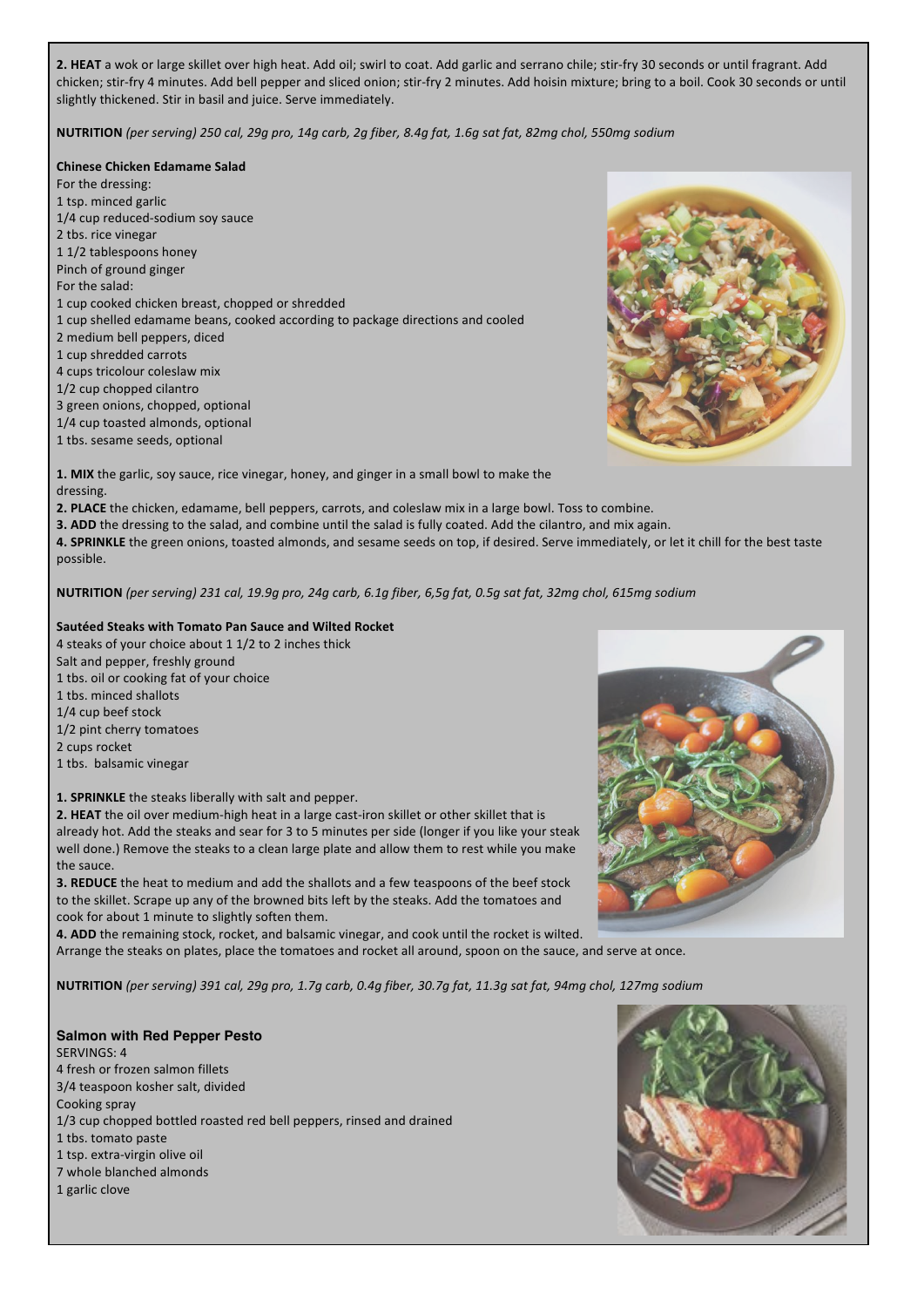**2. HEAT** a wok or large skillet over high heat. Add oil; swirl to coat. Add garlic and serrano chile; stir-fry 30 seconds or until fragrant. Add chicken; stir-fry 4 minutes. Add bell pepper and sliced onion; stir-fry 2 minutes. Add hoisin mixture; bring to a boil. Cook 30 seconds or until slightly thickened. Stir in basil and juice. Serve immediately.

**NUTRITION** *(per serving) 250 cal, 29g pro, 14g carb, 2g fiber, 8.4g fat, 1.6g sat fat, 82mg chol, 550mg sodium*

**Chinese Chicken Edamame Salad**

For the dressing:
1 tsp. minced garlic
1/4 cup reduced-sodium soy sauce
2 tbs. rice vinegar
1 1/2 tablespoons honey
Pinch of ground ginger
For the salad:
1 cup cooked chicken breast, chopped or shredded
1 cup shelled edamame beans, cooked according to package directions and cooled
2 medium bell peppers, diced
1 cup shredded carrots
4 cups tricolour coleslaw mix
1/2 cup chopped cilantro
3 green onions, chopped, optional
1/4 cup toasted almonds, optional
1 tbs. sesame seeds, optional

**1. MIX** the garlic, soy sauce, rice vinegar, honey, and ginger in a small bowl to make the dressing.
**2. PLACE** the chicken, edamame, bell peppers, carrots, and coleslaw mix in a large bowl. Toss to combine.
**3. ADD** the dressing to the salad, and combine until the salad is fully coated. Add the cilantro, and mix again.
**4. SPRINKLE** the green onions, toasted almonds, and sesame seeds on top, if desired. Serve immediately, or let it chill for the best taste possible.

**NUTRITION** *(per serving) 231 cal, 19.9g pro, 24g carb, 6.1g fiber, 6,5g fat, 0.5g sat fat, 32mg chol, 615mg sodium*

**Sautéed Steaks with Tomato Pan Sauce and Wilted Rocket**

4 steaks of your choice about 1 1/2 to 2 inches thick
Salt and pepper, freshly ground
1 tbs. oil or cooking fat of your choice
1 tbs. minced shallots
1/4 cup beef stock
1/2 pint cherry tomatoes
2 cups rocket
1 tbs. balsamic vinegar

**1. SPRINKLE** the steaks liberally with salt and pepper.
**2. HEAT** the oil over medium-high heat in a large cast-iron skillet or other skillet that is already hot. Add the steaks and sear for 3 to 5 minutes per side (longer if you like your steak well done.) Remove the steaks to a clean large plate and allow them to rest while you make the sauce.
**3. REDUCE** the heat to medium and add the shallots and a few teaspoons of the beef stock to the skillet. Scrape up any of the browned bits left by the steaks. Add the tomatoes and cook for about 1 minute to slightly soften them.
**4. ADD** the remaining stock, rocket, and balsamic vinegar, and cook until the rocket is wilted. Arrange the steaks on plates, place the tomatoes and rocket all around, spoon on the sauce, and serve at once.

**NUTRITION** *(per serving) 391 cal, 29g pro, 1.7g carb, 0.4g fiber, 30.7g fat, 11.3g sat fat, 94mg chol, 127mg sodium*

**Salmon with Red Pepper Pesto**

SERVINGS: 4
4 fresh or frozen salmon fillets
3/4 teaspoon kosher salt, divided
Cooking spray
1/3 cup chopped bottled roasted red bell peppers, rinsed and drained
1 tbs. tomato paste
1 tsp. extra-virgin olive oil
7 whole blanched almonds
1 garlic clove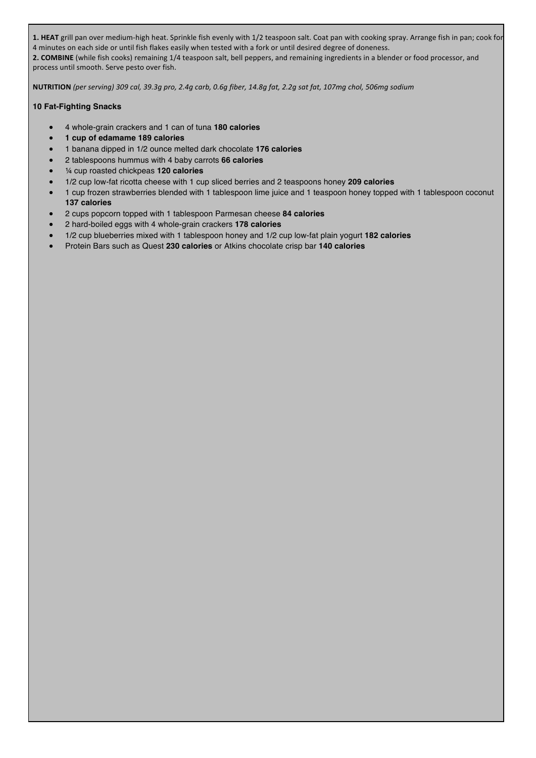**1. HEAT** grill pan over medium-high heat. Sprinkle fish evenly with 1/2 teaspoon salt. Coat pan with cooking spray. Arrange fish in pan; cook for 4 minutes on each side or until fish flakes easily when tested with a fork or until desired degree of doneness.
**2. COMBINE** (while fish cooks) remaining 1/4 teaspoon salt, bell peppers, and remaining ingredients in a blender or food processor, and process until smooth. Serve pesto over fish.

**NUTRITION** *(per serving) 309 cal, 39.3g pro, 2.4g carb, 0.6g fiber, 14.8g fat, 2.2g sat fat, 107mg chol, 506mg sodium*

### 10 Fat-Fighting Snacks

- 4 whole-grain crackers and 1 can of tuna **180 calories**
- **1 cup of edamame 189 calories**
- 1 banana dipped in 1/2 ounce melted dark chocolate **176 calories**
- 2 tablespoons hummus with 4 baby carrots **66 calories**
- ¼ cup roasted chickpeas **120 calories**
- 1/2 cup low-fat ricotta cheese with 1 cup sliced berries and 2 teaspoons honey **209 calories**
- 1 cup frozen strawberries blended with 1 tablespoon lime juice and 1 teaspoon honey topped with 1 tablespoon coconut **137 calories**
- 2 cups popcorn topped with 1 tablespoon Parmesan cheese **84 calories**
- 2 hard-boiled eggs with 4 whole-grain crackers **178 calories**
- 1/2 cup blueberries mixed with 1 tablespoon honey and 1/2 cup low-fat plain yogurt **182 calories**
- Protein Bars such as Quest **230 calories** or Atkins chocolate crisp bar **140 calories**